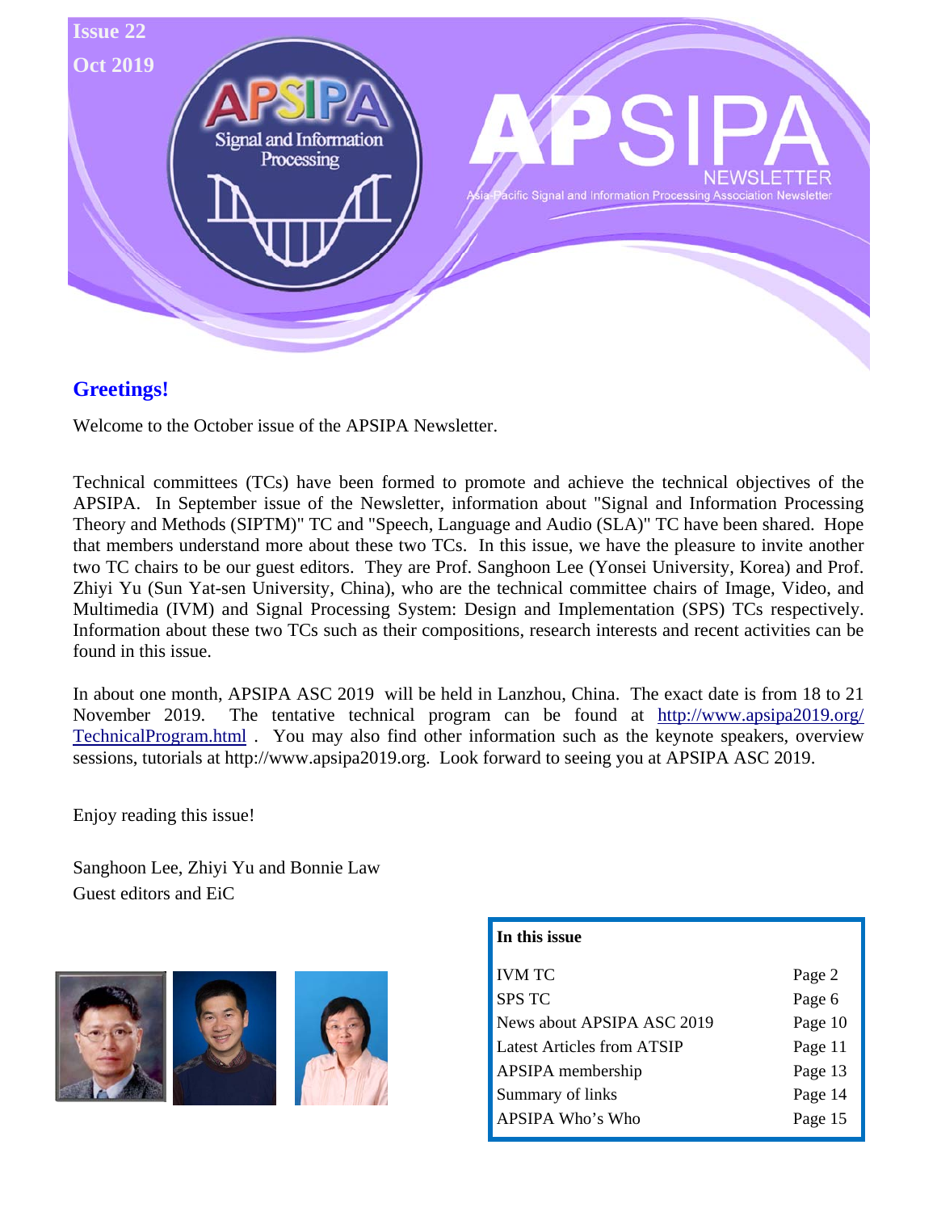Issue 22

Oct 2019

# APSIPA NEWSLETTER

Asia-Pacific Signal and Information Processing Association Newsletter

## Greetings!

Welcome to the October issue of the APSIPA Newsletter.

Technical committees (TCs) have been formed to promote and achieve the technical objectives of the APSIPA. In September issue of the Newsletter, information about "Signal and Information Processing Theory and Methods (SIPTM)" TC and "Speech, Language and Audio (SLA)" TC have been shared. Hope that members understand more about these two TCs. In this issue, we have the pleasure to invite another two TC chairs to be our guest editors. They are Prof. Sanghoon Lee (Yonsei University, Korea) and Prof. Zhiyi Yu (Sun Yat-sen University, China), who are the technical committee chairs of Image, Video, and Multimedia (IVM) and Signal Processing System: Design and Implementation (SPS) TCs respectively. Information about these two TCs such as their compositions, research interests and recent activities can be found in this issue.

In about one month, APSIPA ASC 2019 will be held in Lanzhou, China. The exact date is from 18 to 21 November 2019. The tentative technical program can be found at http://www.apsipa2019.org/TechnicalProgram.html . You may also find other information such as the keynote speakers, overview sessions, tutorials at http://www.apsipa2019.org. Look forward to seeing you at APSIPA ASC 2019.

Enjoy reading this issue!

Sanghoon Lee, Zhiyi Yu and Bonnie Law
Guest editors and EiC

**In this issue**

| | |
|---|---|
| IVM TC | Page 2 |
| SPS TC | Page 6 |
| News about APSIPA ASC 2019 | Page 10 |
| Latest Articles from ATSIP | Page 11 |
| APSIPA membership | Page 13 |
| Summary of links | Page 14 |
| APSIPA Who's Who | Page 15 |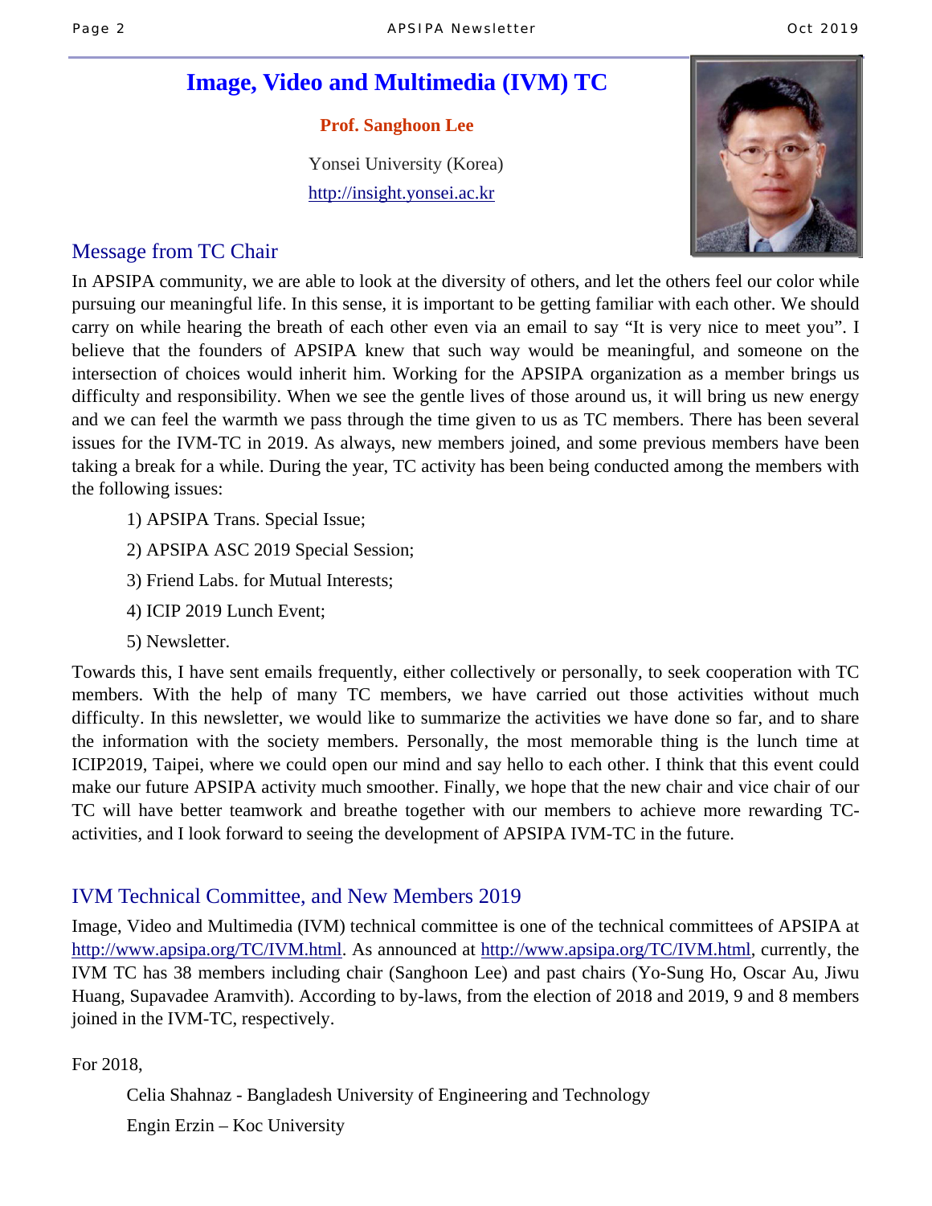# Image, Video and Multimedia (IVM) TC

**Prof. Sanghoon Lee**

Yonsei University (Korea)

http://insight.yonsei.ac.kr

## Message from TC Chair

In APSIPA community, we are able to look at the diversity of others, and let the others feel our color while pursuing our meaningful life. In this sense, it is important to be getting familiar with each other. We should carry on while hearing the breath of each other even via an email to say “It is very nice to meet you”. I believe that the founders of APSIPA knew that such way would be meaningful, and someone on the intersection of choices would inherit him. Working for the APSIPA organization as a member brings us difficulty and responsibility. When we see the gentle lives of those around us, it will bring us new energy and we can feel the warmth we pass through the time given to us as TC members. There has been several issues for the IVM-TC in 2019. As always, new members joined, and some previous members have been taking a break for a while. During the year, TC activity has been being conducted among the members with the following issues:

1) APSIPA Trans. Special Issue;
2) APSIPA ASC 2019 Special Session;
3) Friend Labs. for Mutual Interests;
4) ICIP 2019 Lunch Event;
5) Newsletter.

Towards this, I have sent emails frequently, either collectively or personally, to seek cooperation with TC members. With the help of many TC members, we have carried out those activities without much difficulty. In this newsletter, we would like to summarize the activities we have done so far, and to share the information with the society members. Personally, the most memorable thing is the lunch time at ICIP2019, Taipei, where we could open our mind and say hello to each other. I think that this event could make our future APSIPA activity much smoother. Finally, we hope that the new chair and vice chair of our TC will have better teamwork and breathe together with our members to achieve more rewarding TC-activities, and I look forward to seeing the development of APSIPA IVM-TC in the future.

## IVM Technical Committee, and New Members 2019

Image, Video and Multimedia (IVM) technical committee is one of the technical committees of APSIPA at http://www.apsipa.org/TC/IVM.html. As announced at http://www.apsipa.org/TC/IVM.html, currently, the IVM TC has 38 members including chair (Sanghoon Lee) and past chairs (Yo-Sung Ho, Oscar Au, Jiwu Huang, Supavadee Aramvith). According to by-laws, from the election of 2018 and 2019, 9 and 8 members joined in the IVM-TC, respectively.

For 2018,

Celia Shahnaz - Bangladesh University of Engineering and Technology

Engin Erzin – Koc University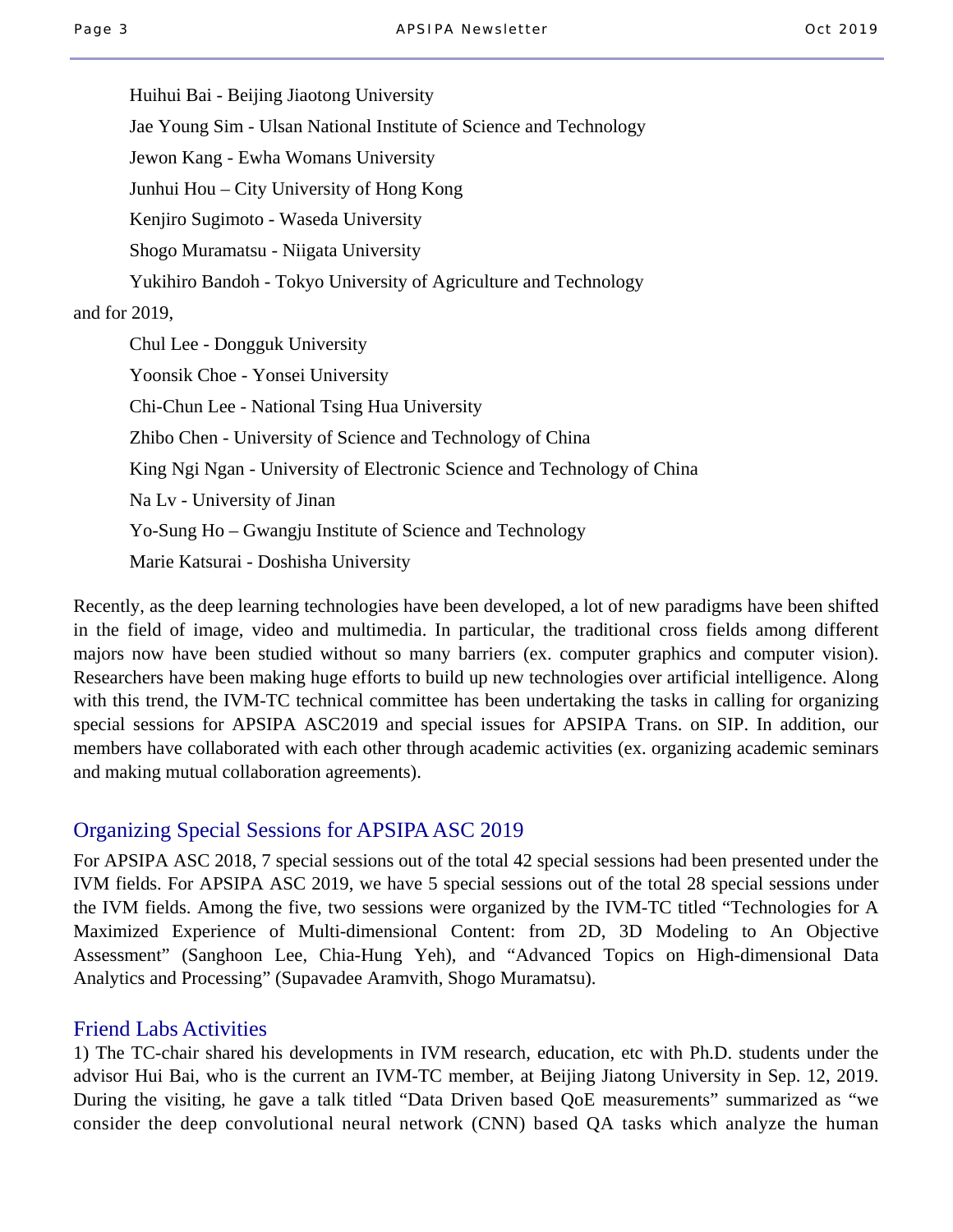Huihui Bai - Beijing Jiaotong University

Jae Young Sim - Ulsan National Institute of Science and Technology

Jewon Kang - Ewha Womans University

Junhui Hou – City University of Hong Kong

Kenjiro Sugimoto - Waseda University

Shogo Muramatsu - Niigata University

Yukihiro Bandoh - Tokyo University of Agriculture and Technology

and for 2019,

Chul Lee - Dongguk University

Yoonsik Choe - Yonsei University

Chi-Chun Lee - National Tsing Hua University

Zhibo Chen - University of Science and Technology of China

King Ngi Ngan - University of Electronic Science and Technology of China

Na Lv - University of Jinan

Yo-Sung Ho – Gwangju Institute of Science and Technology

Marie Katsurai - Doshisha University

Recently, as the deep learning technologies have been developed, a lot of new paradigms have been shifted in the field of image, video and multimedia. In particular, the traditional cross fields among different majors now have been studied without so many barriers (ex. computer graphics and computer vision). Researchers have been making huge efforts to build up new technologies over artificial intelligence. Along with this trend, the IVM-TC technical committee has been undertaking the tasks in calling for organizing special sessions for APSIPA ASC2019 and special issues for APSIPA Trans. on SIP. In addition, our members have collaborated with each other through academic activities (ex. organizing academic seminars and making mutual collaboration agreements).

## Organizing Special Sessions for APSIPA ASC 2019

For APSIPA ASC 2018, 7 special sessions out of the total 42 special sessions had been presented under the IVM fields. For APSIPA ASC 2019, we have 5 special sessions out of the total 28 special sessions under the IVM fields. Among the five, two sessions were organized by the IVM-TC titled “Technologies for A Maximized Experience of Multi-dimensional Content: from 2D, 3D Modeling to An Objective Assessment” (Sanghoon Lee, Chia-Hung Yeh), and “Advanced Topics on High-dimensional Data Analytics and Processing” (Supavadee Aramvith, Shogo Muramatsu).

## Friend Labs Activities

1) The TC-chair shared his developments in IVM research, education, etc with Ph.D. students under the advisor Hui Bai, who is the current an IVM-TC member, at Beijing Jiatong University in Sep. 12, 2019. During the visiting, he gave a talk titled “Data Driven based QoE measurements” summarized as “we consider the deep convolutional neural network (CNN) based QA tasks which analyze the human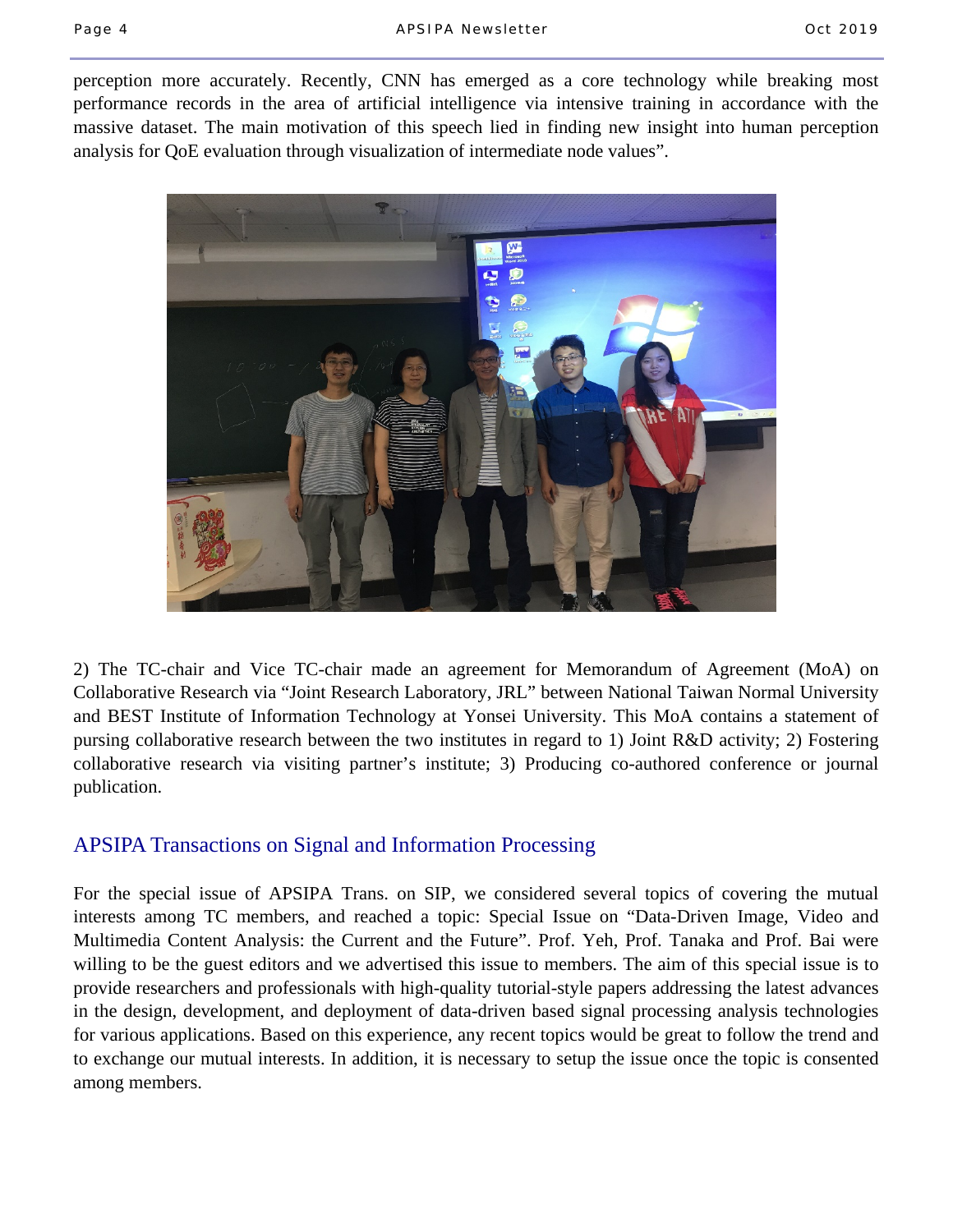perception more accurately. Recently, CNN has emerged as a core technology while breaking most performance records in the area of artificial intelligence via intensive training in accordance with the massive dataset. The main motivation of this speech lied in finding new insight into human perception analysis for QoE evaluation through visualization of intermediate node values".

2) The TC-chair and Vice TC-chair made an agreement for Memorandum of Agreement (MoA) on Collaborative Research via "Joint Research Laboratory, JRL" between National Taiwan Normal University and BEST Institute of Information Technology at Yonsei University. This MoA contains a statement of pursing collaborative research between the two institutes in regard to 1) Joint R&D activity; 2) Fostering collaborative research via visiting partner's institute; 3) Producing co-authored conference or journal publication.

## APSIPA Transactions on Signal and Information Processing

For the special issue of APSIPA Trans. on SIP, we considered several topics of covering the mutual interests among TC members, and reached a topic: Special Issue on "Data-Driven Image, Video and Multimedia Content Analysis: the Current and the Future". Prof. Yeh, Prof. Tanaka and Prof. Bai were willing to be the guest editors and we advertised this issue to members. The aim of this special issue is to provide researchers and professionals with high-quality tutorial-style papers addressing the latest advances in the design, development, and deployment of data-driven based signal processing analysis technologies for various applications. Based on this experience, any recent topics would be great to follow the trend and to exchange our mutual interests. In addition, it is necessary to setup the issue once the topic is consented among members.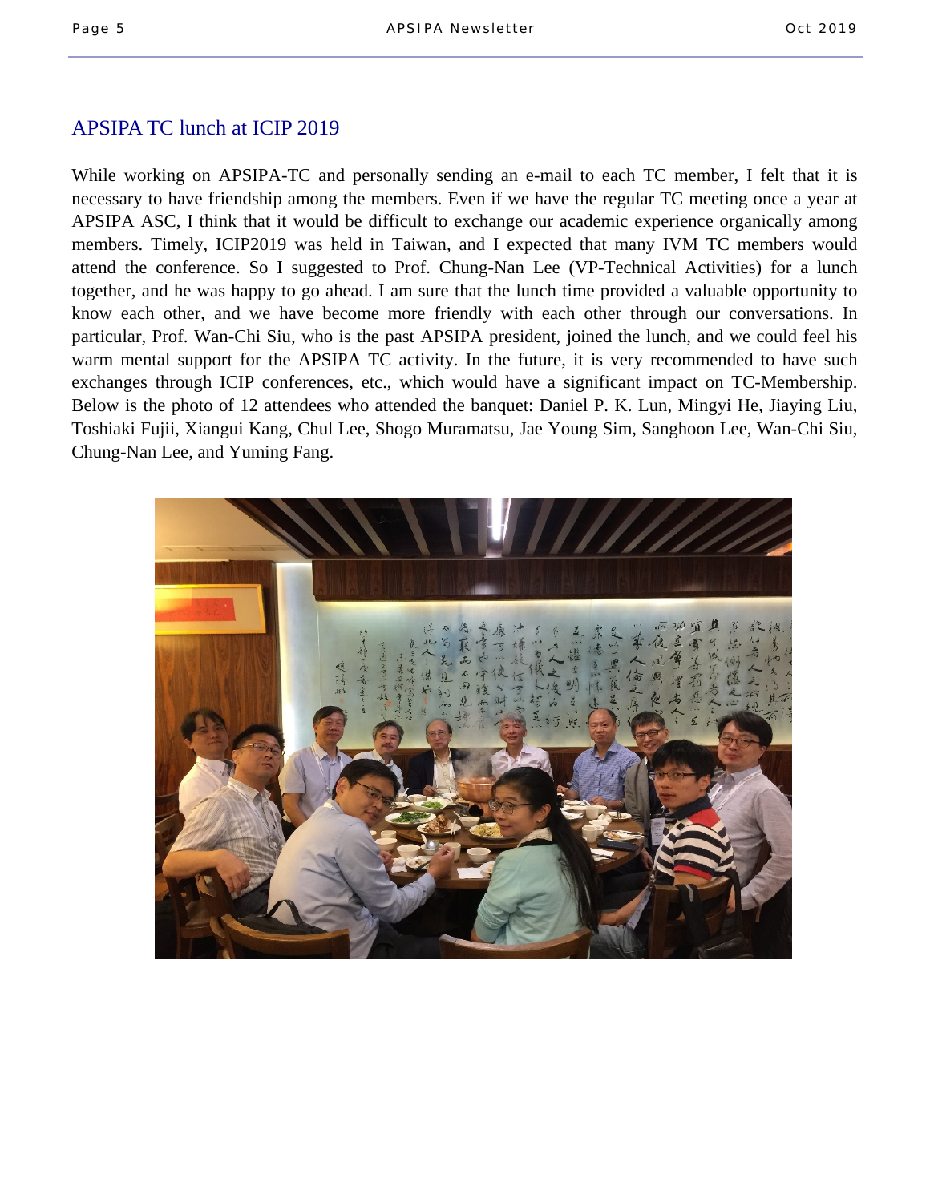## APSIPA TC lunch at ICIP 2019

While working on APSIPA-TC and personally sending an e-mail to each TC member, I felt that it is necessary to have friendship among the members. Even if we have the regular TC meeting once a year at APSIPA ASC, I think that it would be difficult to exchange our academic experience organically among members. Timely, ICIP2019 was held in Taiwan, and I expected that many IVM TC members would attend the conference. So I suggested to Prof. Chung-Nan Lee (VP-Technical Activities) for a lunch together, and he was happy to go ahead. I am sure that the lunch time provided a valuable opportunity to know each other, and we have become more friendly with each other through our conversations. In particular, Prof. Wan-Chi Siu, who is the past APSIPA president, joined the lunch, and we could feel his warm mental support for the APSIPA TC activity. In the future, it is very recommended to have such exchanges through ICIP conferences, etc., which would have a significant impact on TC-Membership. Below is the photo of 12 attendees who attended the banquet: Daniel P. K. Lun, Mingyi He, Jiaying Liu, Toshiaki Fujii, Xiangui Kang, Chul Lee, Shogo Muramatsu, Jae Young Sim, Sanghoon Lee, Wan-Chi Siu, Chung-Nan Lee, and Yuming Fang.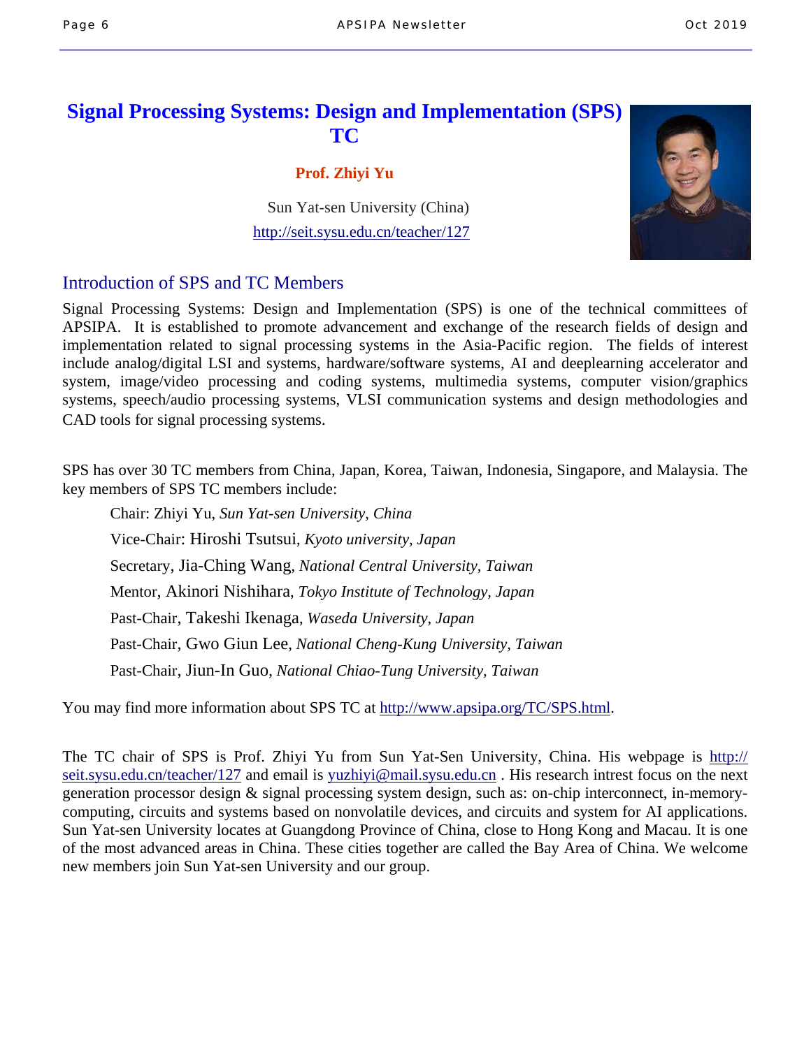# Signal Processing Systems: Design and Implementation (SPS) TC

**Prof. Zhiyi Yu**

Sun Yat-sen University (China)

http://seit.sysu.edu.cn/teacher/127

## Introduction of SPS and TC Members

Signal Processing Systems: Design and Implementation (SPS) is one of the technical committees of APSIPA. It is established to promote advancement and exchange of the research fields of design and implementation related to signal processing systems in the Asia-Pacific region. The fields of interest include analog/digital LSI and systems, hardware/software systems, AI and deeplearning accelerator and system, image/video processing and coding systems, multimedia systems, computer vision/graphics systems, speech/audio processing systems, VLSI communication systems and design methodologies and CAD tools for signal processing systems.

SPS has over 30 TC members from China, Japan, Korea, Taiwan, Indonesia, Singapore, and Malaysia. The key members of SPS TC members include:

Chair: Zhiyi Yu, *Sun Yat-sen University, China*

Vice-Chair: Hiroshi Tsutsui, *Kyoto university, Japan*

Secretary, Jia-Ching Wang, *National Central University, Taiwan*

Mentor, Akinori Nishihara, *Tokyo Institute of Technology, Japan*

Past-Chair, Takeshi Ikenaga, *Waseda University, Japan*

Past-Chair, Gwo Giun Lee, *National Cheng-Kung University, Taiwan*

Past-Chair, Jiun-In Guo, *National Chiao-Tung University, Taiwan*

You may find more information about SPS TC at http://www.apsipa.org/TC/SPS.html.

The TC chair of SPS is Prof. Zhiyi Yu from Sun Yat-Sen University, China. His webpage is http://seit.sysu.edu.cn/teacher/127 and email is yuzhiyi@mail.sysu.edu.cn . His research intrest focus on the next generation processor design & signal processing system design, such as: on-chip interconnect, in-memory-computing, circuits and systems based on nonvolatile devices, and circuits and system for AI applications. Sun Yat-sen University locates at Guangdong Province of China, close to Hong Kong and Macau. It is one of the most advanced areas in China. These cities together are called the Bay Area of China. We welcome new members join Sun Yat-sen University and our group.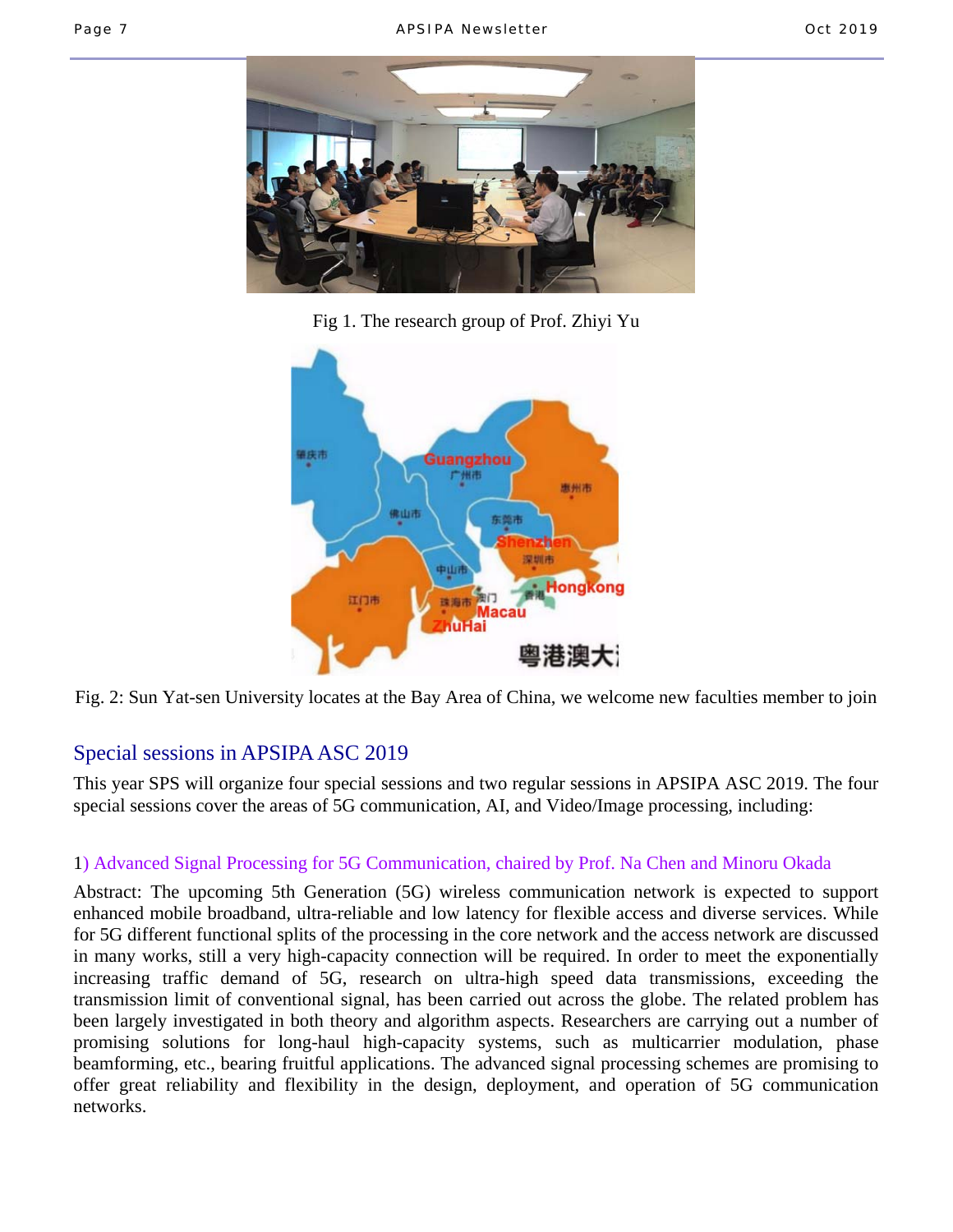Fig 1. The research group of Prof. Zhiyi Yu

Fig. 2: Sun Yat-sen University locates at the Bay Area of China, we welcome new faculties member to join

## Special sessions in APSIPA ASC 2019

This year SPS will organize four special sessions and two regular sessions in APSIPA ASC 2019. The four special sessions cover the areas of 5G communication, AI, and Video/Image processing, including:

### 1) Advanced Signal Processing for 5G Communication, chaired by Prof. Na Chen and Minoru Okada

Abstract: The upcoming 5th Generation (5G) wireless communication network is expected to support enhanced mobile broadband, ultra-reliable and low latency for flexible access and diverse services. While for 5G different functional splits of the processing in the core network and the access network are discussed in many works, still a very high-capacity connection will be required. In order to meet the exponentially increasing traffic demand of 5G, research on ultra-high speed data transmissions, exceeding the transmission limit of conventional signal, has been carried out across the globe. The related problem has been largely investigated in both theory and algorithm aspects. Researchers are carrying out a number of promising solutions for long-haul high-capacity systems, such as multicarrier modulation, phase beamforming, etc., bearing fruitful applications. The advanced signal processing schemes are promising to offer great reliability and flexibility in the design, deployment, and operation of 5G communication networks.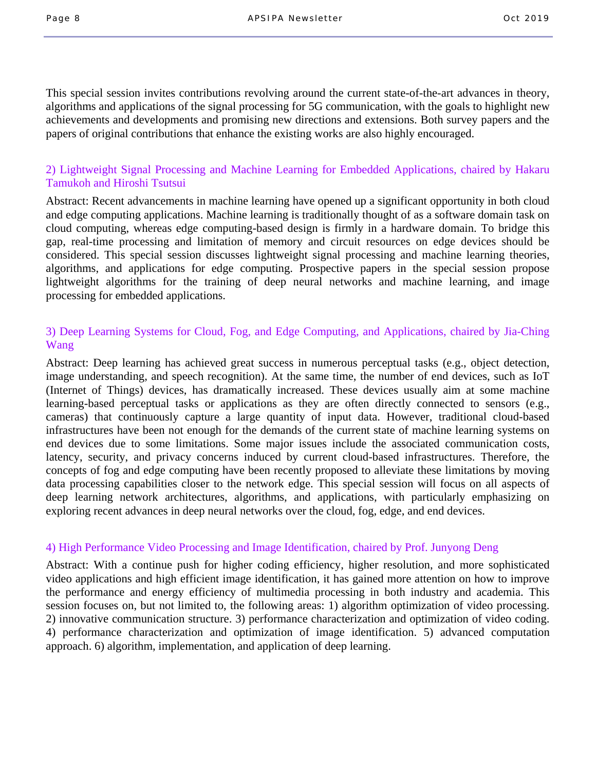This special session invites contributions revolving around the current state-of-the-art advances in theory, algorithms and applications of the signal processing for 5G communication, with the goals to highlight new achievements and developments and promising new directions and extensions. Both survey papers and the papers of original contributions that enhance the existing works are also highly encouraged.

### 2) Lightweight Signal Processing and Machine Learning for Embedded Applications, chaired by Hakaru Tamukoh and Hiroshi Tsutsui

Abstract: Recent advancements in machine learning have opened up a significant opportunity in both cloud and edge computing applications. Machine learning is traditionally thought of as a software domain task on cloud computing, whereas edge computing-based design is firmly in a hardware domain. To bridge this gap, real-time processing and limitation of memory and circuit resources on edge devices should be considered. This special session discusses lightweight signal processing and machine learning theories, algorithms, and applications for edge computing. Prospective papers in the special session propose lightweight algorithms for the training of deep neural networks and machine learning, and image processing for embedded applications.

### 3) Deep Learning Systems for Cloud, Fog, and Edge Computing, and Applications, chaired by Jia-Ching Wang

Abstract: Deep learning has achieved great success in numerous perceptual tasks (e.g., object detection, image understanding, and speech recognition). At the same time, the number of end devices, such as IoT (Internet of Things) devices, has dramatically increased. These devices usually aim at some machine learning-based perceptual tasks or applications as they are often directly connected to sensors (e.g., cameras) that continuously capture a large quantity of input data. However, traditional cloud-based infrastructures have been not enough for the demands of the current state of machine learning systems on end devices due to some limitations. Some major issues include the associated communication costs, latency, security, and privacy concerns induced by current cloud-based infrastructures. Therefore, the concepts of fog and edge computing have been recently proposed to alleviate these limitations by moving data processing capabilities closer to the network edge. This special session will focus on all aspects of deep learning network architectures, algorithms, and applications, with particularly emphasizing on exploring recent advances in deep neural networks over the cloud, fog, edge, and end devices.

### 4) High Performance Video Processing and Image Identification, chaired by Prof. Junyong Deng

Abstract: With a continue push for higher coding efficiency, higher resolution, and more sophisticated video applications and high efficient image identification, it has gained more attention on how to improve the performance and energy efficiency of multimedia processing in both industry and academia. This session focuses on, but not limited to, the following areas: 1) algorithm optimization of video processing. 2) innovative communication structure. 3) performance characterization and optimization of video coding. 4) performance characterization and optimization of image identification. 5) advanced computation approach. 6) algorithm, implementation, and application of deep learning.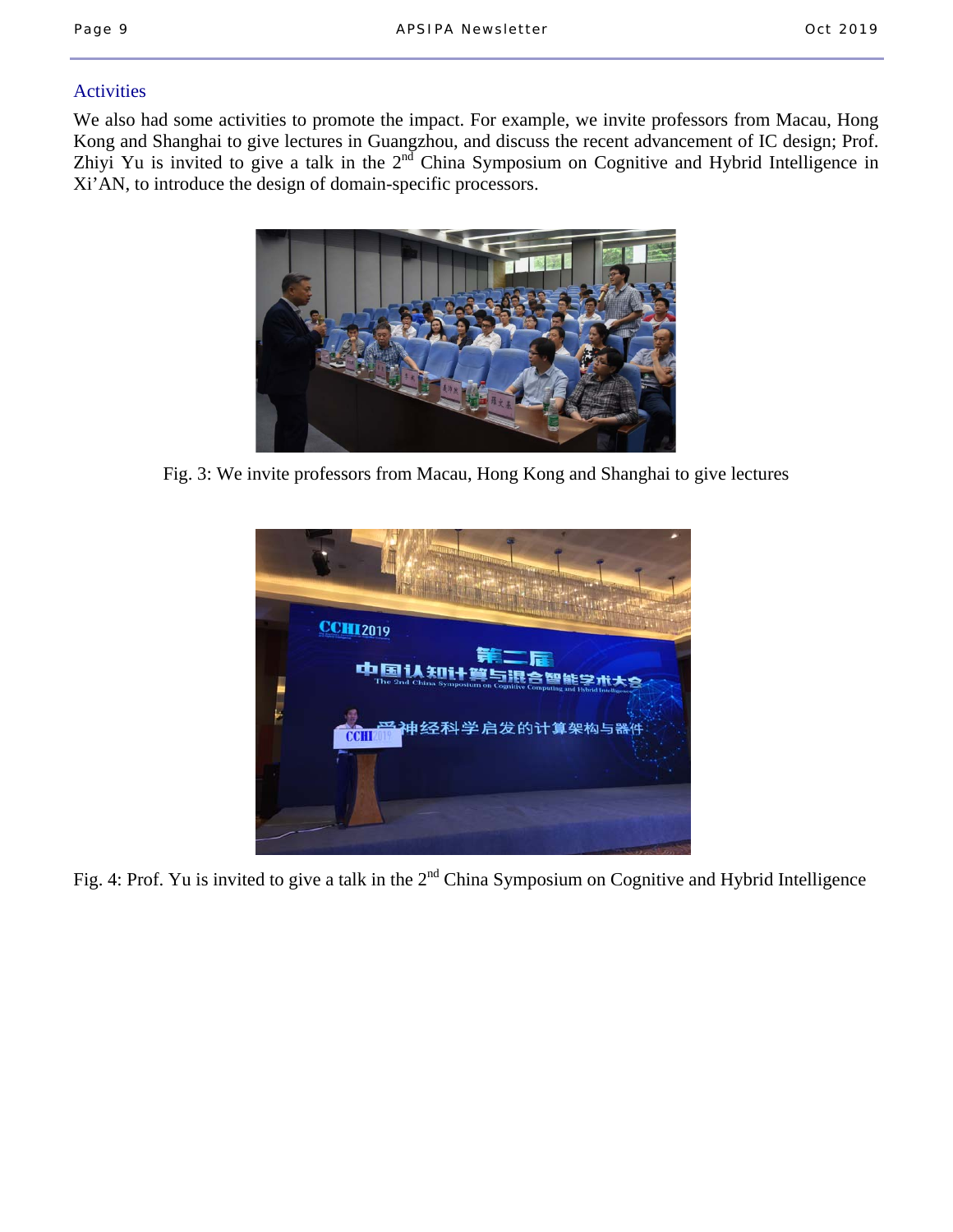## Activities

We also had some activities to promote the impact. For example, we invite professors from Macau, Hong Kong and Shanghai to give lectures in Guangzhou, and discuss the recent advancement of IC design; Prof. Zhiyi Yu is invited to give a talk in the 2nd China Symposium on Cognitive and Hybrid Intelligence in Xi'AN, to introduce the design of domain-specific processors.

Fig. 3: We invite professors from Macau, Hong Kong and Shanghai to give lectures

Fig. 4: Prof. Yu is invited to give a talk in the 2nd China Symposium on Cognitive and Hybrid Intelligence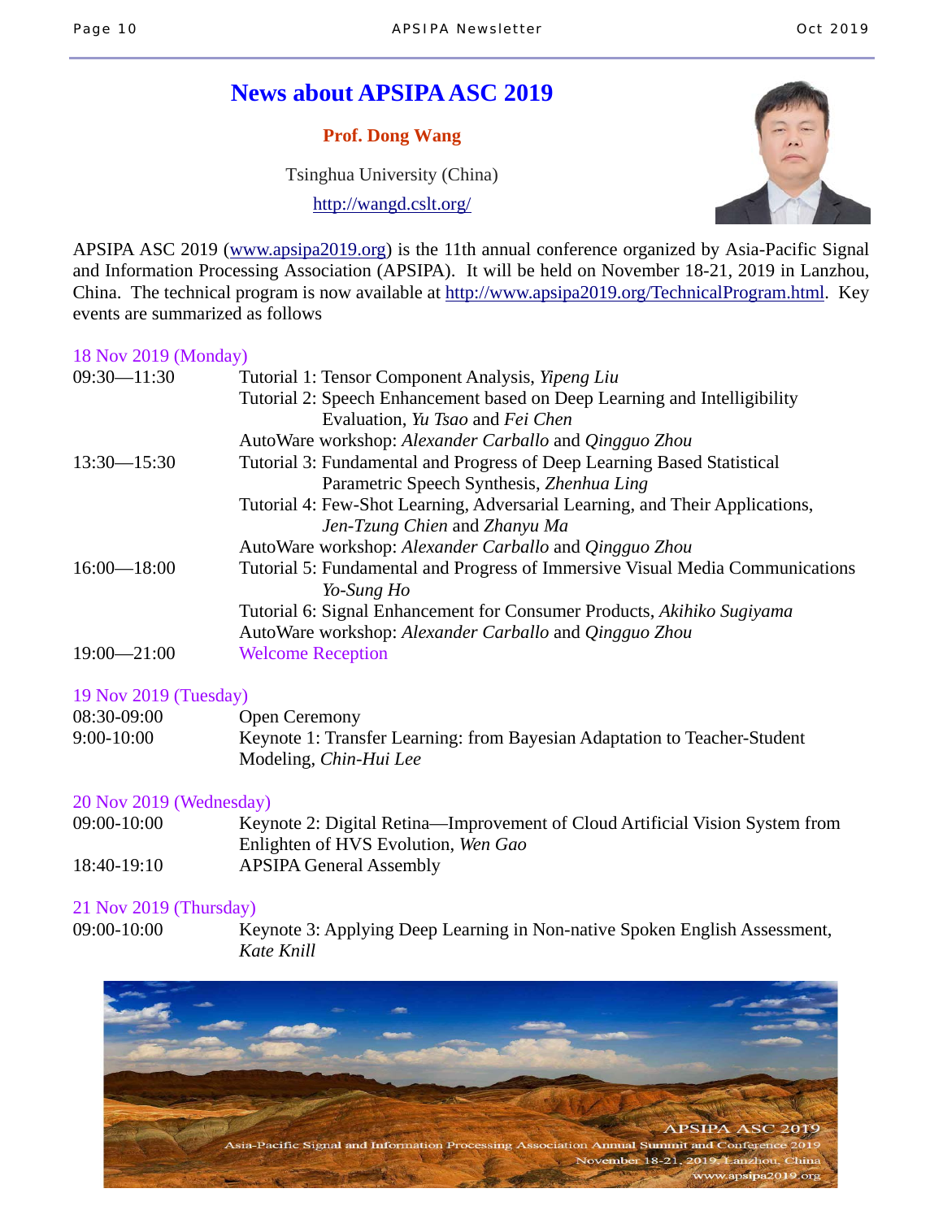# News about APSIPA ASC 2019

**Prof. Dong Wang**

Tsinghua University (China)

http://wangd.cslt.org/

APSIPA ASC 2019 (www.apsipa2019.org) is the 11th annual conference organized by Asia-Pacific Signal and Information Processing Association (APSIPA). It will be held on November 18-21, 2019 in Lanzhou, China. The technical program is now available at http://www.apsipa2019.org/TechnicalProgram.html. Key events are summarized as follows

**18 Nov 2019 (Monday)**

| | |
|---|---|
| 09:30—11:30 | Tutorial 1: Tensor Component Analysis, *Yipeng Liu* |
| | Tutorial 2: Speech Enhancement based on Deep Learning and Intelligibility Evaluation, *Yu Tsao* and *Fei Chen* |
| | AutoWare workshop: *Alexander Carballo* and *Qingguo Zhou* |
| 13:30—15:30 | Tutorial 3: Fundamental and Progress of Deep Learning Based Statistical Parametric Speech Synthesis, *Zhenhua Ling* |
| | Tutorial 4: Few-Shot Learning, Adversarial Learning, and Their Applications, *Jen-Tzung Chien* and *Zhanyu Ma* |
| | AutoWare workshop: *Alexander Carballo* and *Qingguo Zhou* |
| 16:00—18:00 | Tutorial 5: Fundamental and Progress of Immersive Visual Media Communications *Yo-Sung Ho* |
| | Tutorial 6: Signal Enhancement for Consumer Products, *Akihiko Sugiyama* |
| | AutoWare workshop: *Alexander Carballo* and *Qingguo Zhou* |
| 19:00—21:00 | Welcome Reception |

**19 Nov 2019 (Tuesday)**

| | |
|---|---|
| 08:30-09:00 | Open Ceremony |
| 9:00-10:00 | Keynote 1: Transfer Learning: from Bayesian Adaptation to Teacher-Student Modeling, *Chin-Hui Lee* |

**20 Nov 2019 (Wednesday)**

| | |
|---|---|
| 09:00-10:00 | Keynote 2: Digital Retina—Improvement of Cloud Artificial Vision System from Enlighten of HVS Evolution, *Wen Gao* |
| 18:40-19:10 | APSIPA General Assembly |

**21 Nov 2019 (Thursday)**

| | |
|---|---|
| 09:00-10:00 | Keynote 3: Applying Deep Learning in Non-native Spoken English Assessment, *Kate Knill* |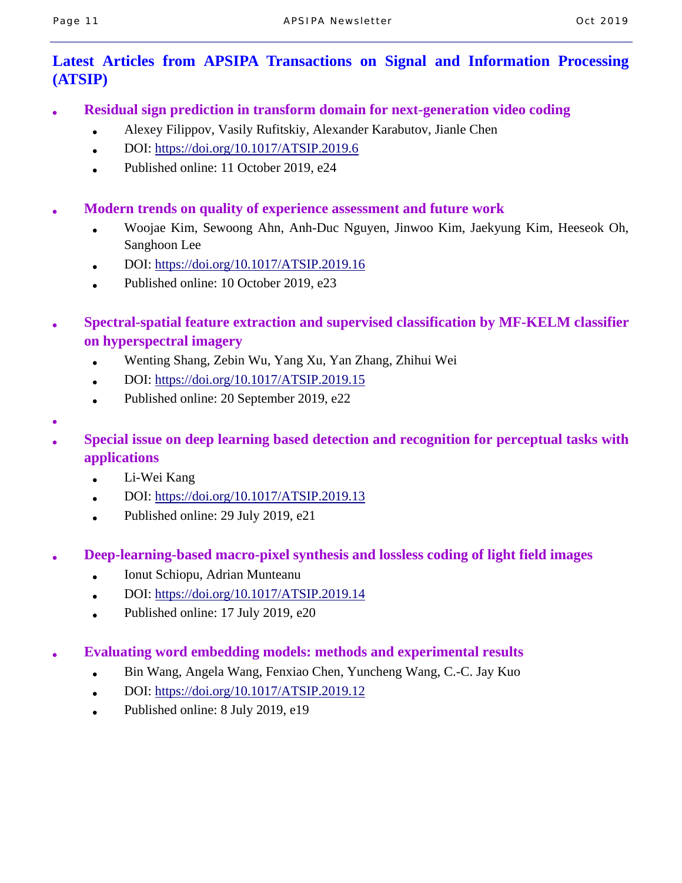## Latest Articles from APSIPA Transactions on Signal and Information Processing (ATSIP)

- **Residual sign prediction in transform domain for next-generation video coding**
  - Alexey Filippov, Vasily Rufitskiy, Alexander Karabutov, Jianle Chen
  - DOI: https://doi.org/10.1017/ATSIP.2019.6
  - Published online: 11 October 2019, e24

- **Modern trends on quality of experience assessment and future work**
  - Woojae Kim, Sewoong Ahn, Anh-Duc Nguyen, Jinwoo Kim, Jaekyung Kim, Heeseok Oh, Sanghoon Lee
  - DOI: https://doi.org/10.1017/ATSIP.2019.16
  - Published online: 10 October 2019, e23

- **Spectral-spatial feature extraction and supervised classification by MF-KELM classifier on hyperspectral imagery**
  - Wenting Shang, Zebin Wu, Yang Xu, Yan Zhang, Zhihui Wei
  - DOI: https://doi.org/10.1017/ATSIP.2019.15
  - Published online: 20 September 2019, e22

- **Special issue on deep learning based detection and recognition for perceptual tasks with applications**
  - Li-Wei Kang
  - DOI: https://doi.org/10.1017/ATSIP.2019.13
  - Published online: 29 July 2019, e21

- **Deep-learning-based macro-pixel synthesis and lossless coding of light field images**
  - Ionut Schiopu, Adrian Munteanu
  - DOI: https://doi.org/10.1017/ATSIP.2019.14
  - Published online: 17 July 2019, e20

- **Evaluating word embedding models: methods and experimental results**
  - Bin Wang, Angela Wang, Fenxiao Chen, Yuncheng Wang, C.-C. Jay Kuo
  - DOI: https://doi.org/10.1017/ATSIP.2019.12
  - Published online: 8 July 2019, e19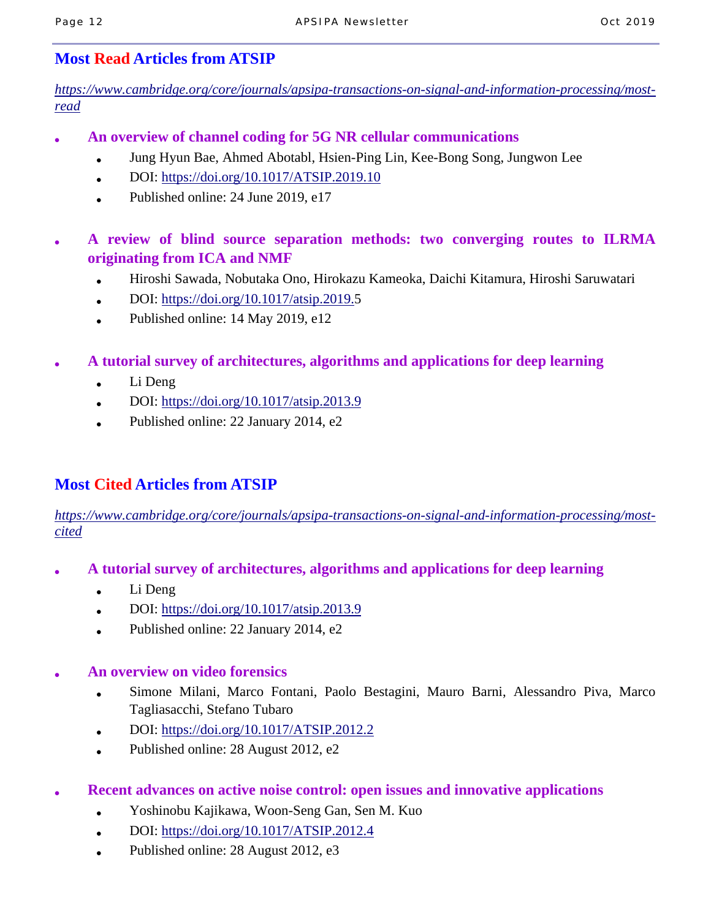## Most Read Articles from ATSIP

*https://www.cambridge.org/core/journals/apsipa-transactions-on-signal-and-information-processing/most-read*

- **An overview of channel coding for 5G NR cellular communications**
  - Jung Hyun Bae, Ahmed Abotabl, Hsien-Ping Lin, Kee-Bong Song, Jungwon Lee
  - DOI: https://doi.org/10.1017/ATSIP.2019.10
  - Published online: 24 June 2019, e17

- **A review of blind source separation methods: two converging routes to ILRMA originating from ICA and NMF**
  - Hiroshi Sawada, Nobutaka Ono, Hirokazu Kameoka, Daichi Kitamura, Hiroshi Saruwatari
  - DOI: https://doi.org/10.1017/atsip.2019.5
  - Published online: 14 May 2019, e12

- **A tutorial survey of architectures, algorithms and applications for deep learning**
  - Li Deng
  - DOI: https://doi.org/10.1017/atsip.2013.9
  - Published online: 22 January 2014, e2

## Most Cited Articles from ATSIP

*https://www.cambridge.org/core/journals/apsipa-transactions-on-signal-and-information-processing/most-cited*

- **A tutorial survey of architectures, algorithms and applications for deep learning**
  - Li Deng
  - DOI: https://doi.org/10.1017/atsip.2013.9
  - Published online: 22 January 2014, e2

- **An overview on video forensics**
  - Simone Milani, Marco Fontani, Paolo Bestagini, Mauro Barni, Alessandro Piva, Marco Tagliasacchi, Stefano Tubaro
  - DOI: https://doi.org/10.1017/ATSIP.2012.2
  - Published online: 28 August 2012, e2

- **Recent advances on active noise control: open issues and innovative applications**
  - Yoshinobu Kajikawa, Woon-Seng Gan, Sen M. Kuo
  - DOI: https://doi.org/10.1017/ATSIP.2012.4
  - Published online: 28 August 2012, e3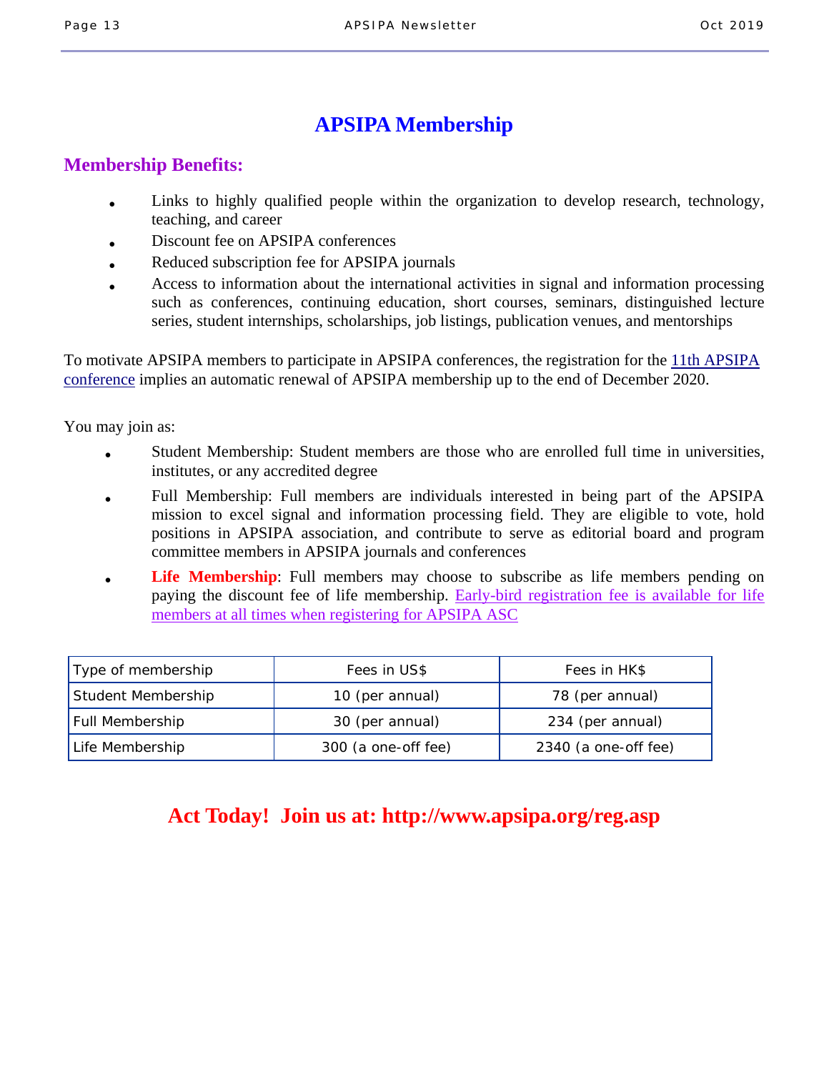# APSIPA Membership

## Membership Benefits:

- Links to highly qualified people within the organization to develop research, technology, teaching, and career
- Discount fee on APSIPA conferences
- Reduced subscription fee for APSIPA journals
- Access to information about the international activities in signal and information processing such as conferences, continuing education, short courses, seminars, distinguished lecture series, student internships, scholarships, job listings, publication venues, and mentorships

To motivate APSIPA members to participate in APSIPA conferences, the registration for the 11th APSIPA conference implies an automatic renewal of APSIPA membership up to the end of December 2020.

You may join as:

- Student Membership: Student members are those who are enrolled full time in universities, institutes, or any accredited degree
- Full Membership: Full members are individuals interested in being part of the APSIPA mission to excel signal and information processing field. They are eligible to vote, hold positions in APSIPA association, and contribute to serve as editorial board and program committee members in APSIPA journals and conferences
- **Life Membership**: Full members may choose to subscribe as life members pending on paying the discount fee of life membership. Early-bird registration fee is available for life members at all times when registering for APSIPA ASC

| Type of membership | Fees in US$ | Fees in HK$ |
|---|---|---|
| Student Membership | 10 (per annual) | 78 (per annual) |
| Full Membership | 30 (per annual) | 234 (per annual) |
| Life Membership | 300 (a one-off fee) | 2340 (a one-off fee) |

**Act Today! Join us at: http://www.apsipa.org/reg.asp**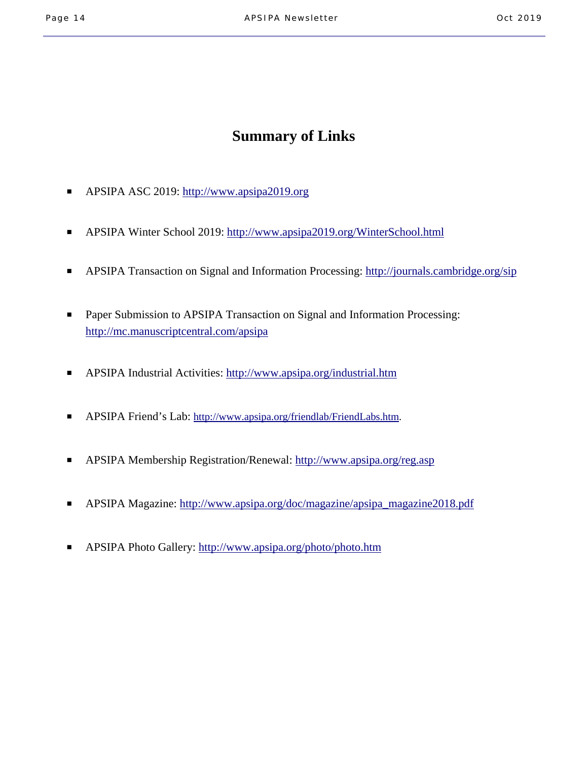# Summary of Links

- APSIPA ASC 2019: http://www.apsipa2019.org
- APSIPA Winter School 2019: http://www.apsipa2019.org/WinterSchool.html
- APSIPA Transaction on Signal and Information Processing: http://journals.cambridge.org/sip
- Paper Submission to APSIPA Transaction on Signal and Information Processing: http://mc.manuscriptcentral.com/apsipa
- APSIPA Industrial Activities: http://www.apsipa.org/industrial.htm
- APSIPA Friend's Lab: http://www.apsipa.org/friendlab/FriendLabs.htm.
- APSIPA Membership Registration/Renewal: http://www.apsipa.org/reg.asp
- APSIPA Magazine: http://www.apsipa.org/doc/magazine/apsipa_magazine2018.pdf
- APSIPA Photo Gallery: http://www.apsipa.org/photo/photo.htm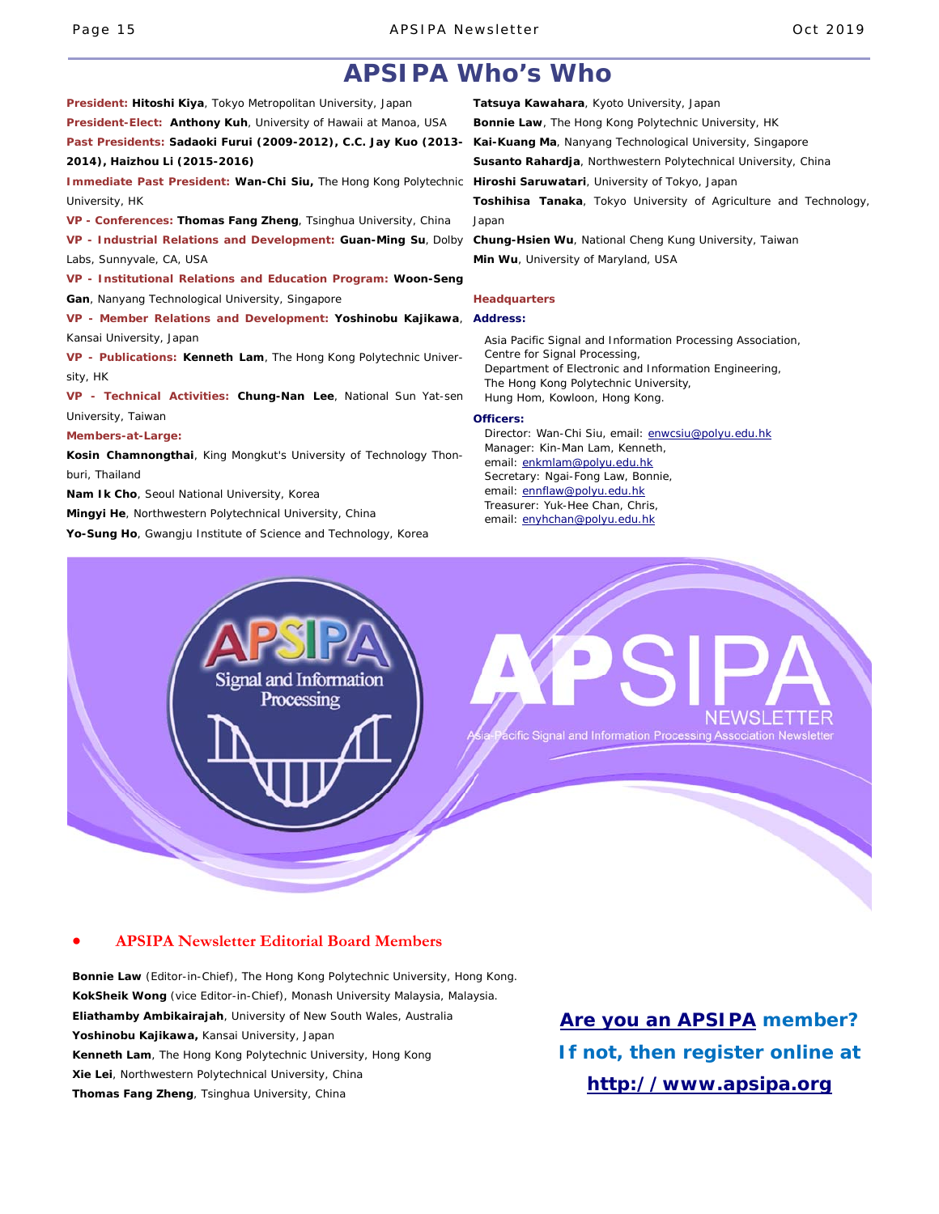# APSIPA Who's Who

**President:** **Hitoshi Kiya**, Tokyo Metropolitan University, Japan

**President-Elect:** **Anthony Kuh**, University of Hawaii at Manoa, USA

**Past Presidents:** **Sadaoki Furui (2009-2012), C.C. Jay Kuo (2013-2014), Haizhou Li (2015-2016)**

**Immediate Past President:** **Wan-Chi Siu,** The Hong Kong Polytechnic University, HK

**VP - Conferences:** **Thomas Fang Zheng**, Tsinghua University, China

**VP - Industrial Relations and Development:** **Guan-Ming Su**, Dolby Labs, Sunnyvale, CA, USA

**VP - Institutional Relations and Education Program:** **Woon-Seng Gan**, Nanyang Technological University, Singapore

**VP - Member Relations and Development:** **Yoshinobu Kajikawa**, Kansai University, Japan

**VP - Publications:** **Kenneth Lam**, The Hong Kong Polytechnic University, HK

**VP - Technical Activities:** **Chung-Nan Lee**, National Sun Yat-sen University, Taiwan

**Members-at-Large:**

**Kosin Chamnongthai**, King Mongkut's University of Technology Thonburi, Thailand

**Nam Ik Cho**, Seoul National University, Korea

**Mingyi He**, Northwestern Polytechnical University, China

**Yo-Sung Ho**, Gwangju Institute of Science and Technology, Korea

**Tatsuya Kawahara**, Kyoto University, Japan

**Bonnie Law**, The Hong Kong Polytechnic University, HK

**Kai-Kuang Ma**, Nanyang Technological University, Singapore

**Susanto Rahardja**, Northwestern Polytechnical University, China

**Hiroshi Saruwatari**, University of Tokyo, Japan

**Toshihisa Tanaka**, Tokyo University of Agriculture and Technology, Japan

**Chung-Hsien Wu**, National Cheng Kung University, Taiwan

**Min Wu**, University of Maryland, USA

**Headquarters**

**Address:**

Asia Pacific Signal and Information Processing Association,
Centre for Signal Processing,
Department of Electronic and Information Engineering,
The Hong Kong Polytechnic University,
Hung Hom, Kowloon, Hong Kong.

**Officers:**

Director: Wan-Chi Siu, email: enwcsiu@polyu.edu.hk
Manager: Kin-Man Lam, Kenneth,
email: enkmlam@polyu.edu.hk
Secretary: Ngai-Fong Law, Bonnie,
email: ennflaw@polyu.edu.hk
Treasurer: Yuk-Hee Chan, Chris,
email: enyhchan@polyu.edu.hk

APSIPA Signal and Information Processing

APSIPA NEWSLETTER

Asia-Pacific Signal and Information Processing Association Newsletter

- **APSIPA Newsletter Editorial Board Members**

**Bonnie Law** (Editor-in-Chief), The Hong Kong Polytechnic University, Hong Kong.
**KokSheik Wong** (vice Editor-in-Chief), Monash University Malaysia, Malaysia.
**Eliathamby Ambikairajah**, University of New South Wales, Australia
**Yoshinobu Kajikawa,** Kansai University, Japan
**Kenneth Lam**, The Hong Kong Polytechnic University, Hong Kong
**Xie Lei**, Northwestern Polytechnical University, China
**Thomas Fang Zheng**, Tsinghua University, China

**Are you an APSIPA member? If not, then register online at http://www.apsipa.org**